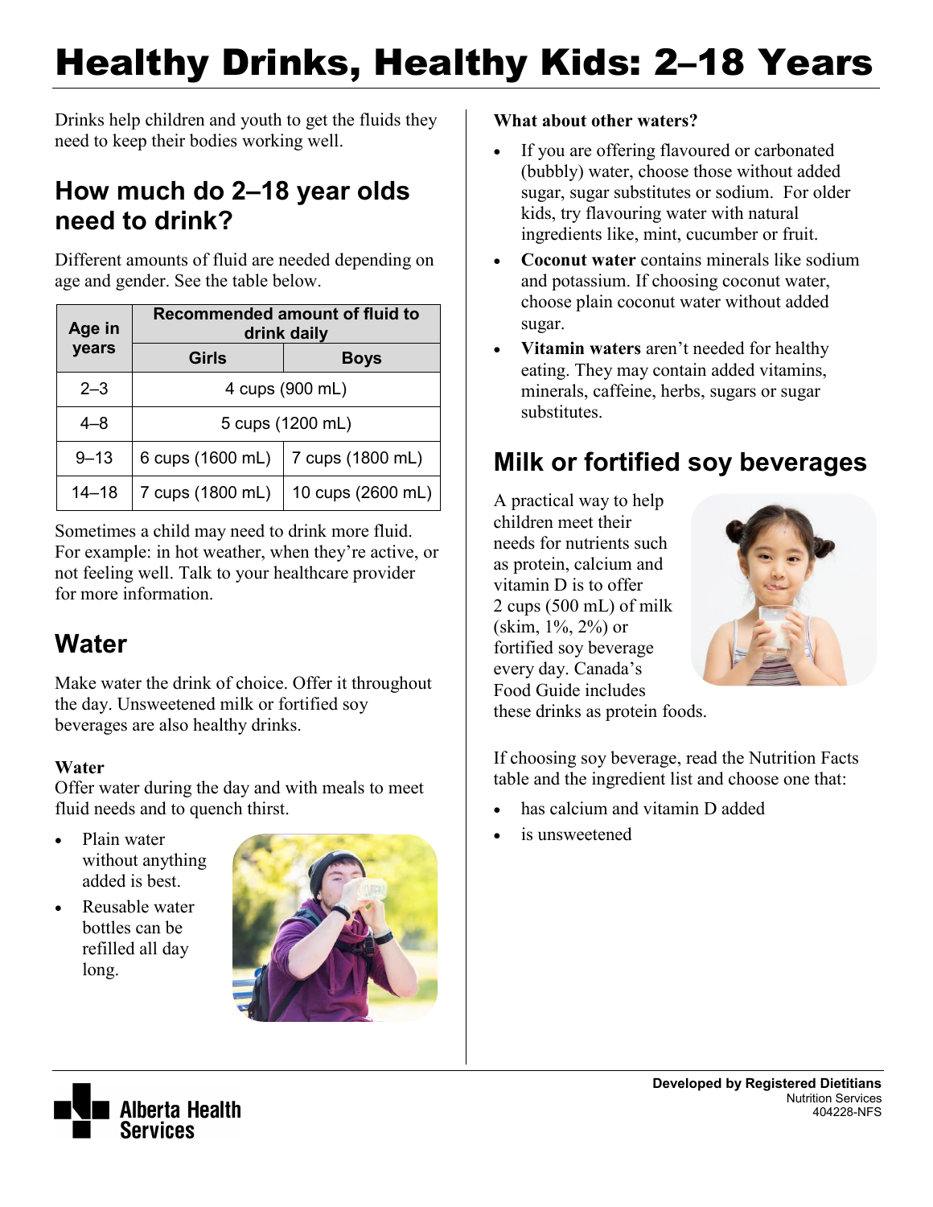# Healthy Drinks, Healthy Kids: 2–18 Years

Drinks help children and youth to get the fluids they need to keep their bodies working well.

## How much do 2–18 year olds need to drink?

Different amounts of fluid are needed depending on age and gender. See the table below.

| Age in years | Recommended amount of fluid to drink daily | |
|---|---|---|
| | Girls | Boys |
| 2–3 | 4 cups (900 mL) | |
| 4–8 | 5 cups (1200 mL) | |
| 9–13 | 6 cups (1600 mL) | 7 cups (1800 mL) |
| 14–18 | 7 cups (1800 mL) | 10 cups (2600 mL) |

Sometimes a child may need to drink more fluid. For example: in hot weather, when they're active, or not feeling well. Talk to your healthcare provider for more information.

## Water

Make water the drink of choice. Offer it throughout the day. Unsweetened milk or fortified soy beverages are also healthy drinks.

### Water

Offer water during the day and with meals to meet fluid needs and to quench thirst.

- Plain water without anything added is best.
- Reusable water bottles can be refilled all day long.

### What about other waters?

- If you are offering flavoured or carbonated (bubbly) water, choose those without added sugar, sugar substitutes or sodium. For older kids, try flavouring water with natural ingredients like, mint, cucumber or fruit.
- **Coconut water** contains minerals like sodium and potassium. If choosing coconut water, choose plain coconut water without added sugar.
- **Vitamin waters** aren't needed for healthy eating. They may contain added vitamins, minerals, caffeine, herbs, sugars or sugar substitutes.

## Milk or fortified soy beverages

A practical way to help children meet their needs for nutrients such as protein, calcium and vitamin D is to offer 2 cups (500 mL) of milk (skim, 1%, 2%) or fortified soy beverage every day. Canada's Food Guide includes these drinks as protein foods.

If choosing soy beverage, read the Nutrition Facts table and the ingredient list and choose one that:

- has calcium and vitamin D added
- is unsweetened

**Developed by Registered Dietitians**
Nutrition Services
404228-NFS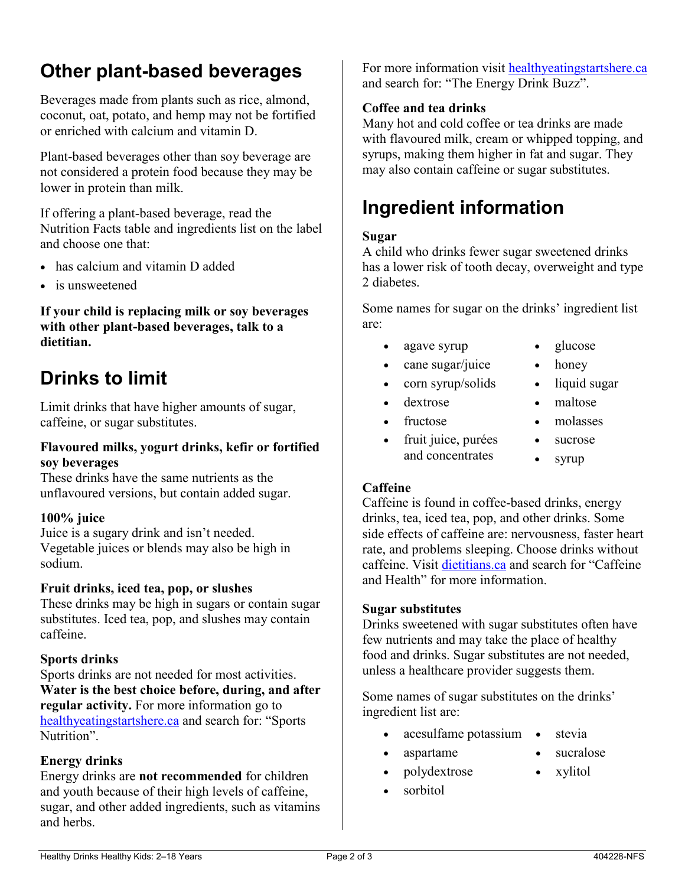## Other plant-based beverages

Beverages made from plants such as rice, almond, coconut, oat, potato, and hemp may not be fortified or enriched with calcium and vitamin D.

Plant-based beverages other than soy beverage are not considered a protein food because they may be lower in protein than milk.

If offering a plant-based beverage, read the Nutrition Facts table and ingredients list on the label and choose one that:

- has calcium and vitamin D added
- is unsweetened

**If your child is replacing milk or soy beverages with other plant-based beverages, talk to a dietitian.**

## Drinks to limit

Limit drinks that have higher amounts of sugar, caffeine, or sugar substitutes.

**Flavoured milks, yogurt drinks, kefir or fortified soy beverages**
These drinks have the same nutrients as the unflavoured versions, but contain added sugar.

**100% juice**
Juice is a sugary drink and isn't needed. Vegetable juices or blends may also be high in sodium.

**Fruit drinks, iced tea, pop, or slushes**
These drinks may be high in sugars or contain sugar substitutes. Iced tea, pop, and slushes may contain caffeine.

**Sports drinks**
Sports drinks are not needed for most activities. **Water is the best choice before, during, and after regular activity.** For more information go to healthyeatingstartshere.ca and search for: "Sports Nutrition".

**Energy drinks**
Energy drinks are **not recommended** for children and youth because of their high levels of caffeine, sugar, and other added ingredients, such as vitamins and herbs.

For more information visit healthyeatingstartshere.ca and search for: "The Energy Drink Buzz".

**Coffee and tea drinks**
Many hot and cold coffee or tea drinks are made with flavoured milk, cream or whipped topping, and syrups, making them higher in fat and sugar. They may also contain caffeine or sugar substitutes.

## Ingredient information

**Sugar**
A child who drinks fewer sugar sweetened drinks has a lower risk of tooth decay, overweight and type 2 diabetes.

Some names for sugar on the drinks' ingredient list are:

- agave syrup
- cane sugar/juice
- corn syrup/solids
- dextrose
- fructose
- fruit juice, purées and concentrates
- glucose
- honey
- liquid sugar
- maltose
- molasses
- sucrose
- syrup

**Caffeine**
Caffeine is found in coffee-based drinks, energy drinks, tea, iced tea, pop, and other drinks. Some side effects of caffeine are: nervousness, faster heart rate, and problems sleeping. Choose drinks without caffeine. Visit dietitians.ca and search for "Caffeine and Health" for more information.

**Sugar substitutes**
Drinks sweetened with sugar substitutes often have few nutrients and may take the place of healthy food and drinks. Sugar substitutes are not needed, unless a healthcare provider suggests them.

Some names of sugar substitutes on the drinks' ingredient list are:

- acesulfame potassium
- aspartame
- polydextrose
- sorbitol
- stevia
- sucralose
- xylitol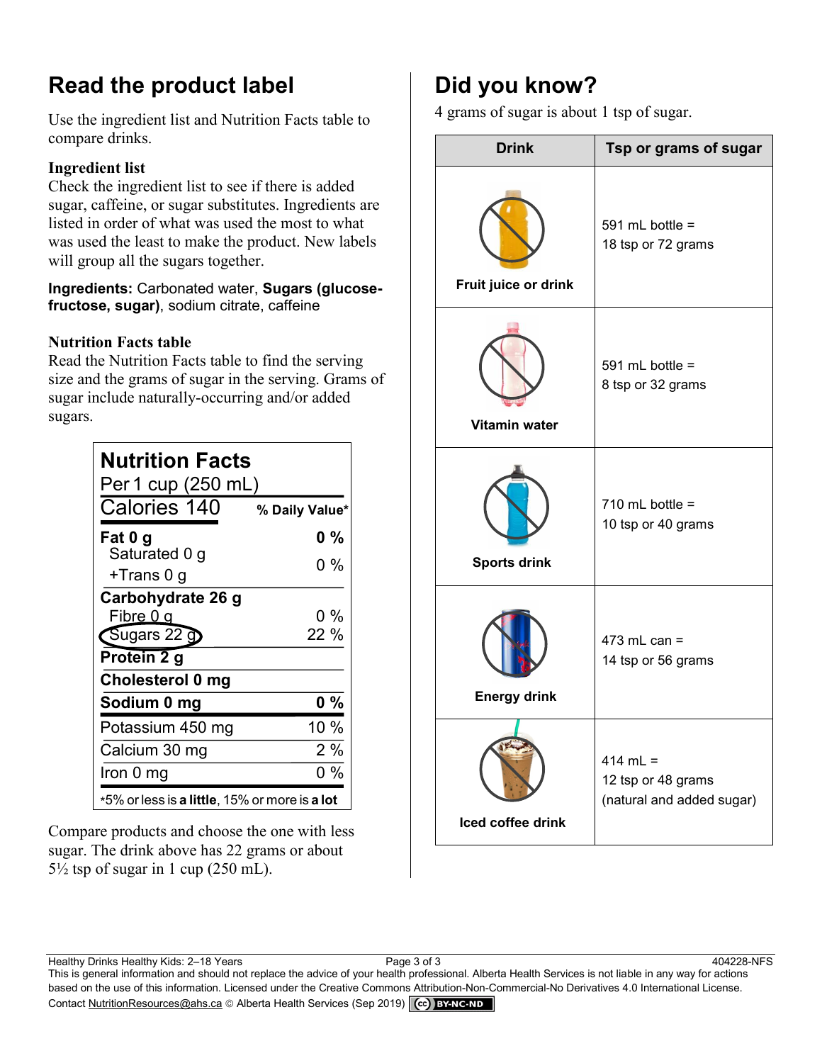## Read the product label

Use the ingredient list and Nutrition Facts table to compare drinks.

### Ingredient list

Check the ingredient list to see if there is added sugar, caffeine, or sugar substitutes. Ingredients are listed in order of what was used the most to what was used the least to make the product. New labels will group all the sugars together.

**Ingredients:** Carbonated water, **Sugars (glucose-fructose, sugar)**, sodium citrate, caffeine

### Nutrition Facts table

Read the Nutrition Facts table to find the serving size and the grams of sugar in the serving. Grams of sugar include naturally-occurring and/or added sugars.

| Nutrition Facts | |
|---|---|
| Per 1 cup (250 mL) | |
| Calories 140 | % Daily Value* |
| **Fat 0 g** | **0 %** |
| Saturated 0 g<br>+Trans 0 g | 0 % |
| **Carbohydrate 26 g** | |
| Fibre 0 g | 0 % |
| Sugars 22 g | 22 % |
| **Protein 2 g** | |
| **Cholesterol 0 mg** | |
| **Sodium 0 mg** | **0 %** |
| Potassium 450 mg | 10 % |
| Calcium 30 mg | 2 % |
| Iron 0 mg | 0 % |
| *5% or less is **a little**, 15% or more is **a lot** | |

Compare products and choose the one with less sugar. The drink above has 22 grams or about 5½ tsp of sugar in 1 cup (250 mL).

## Did you know?

4 grams of sugar is about 1 tsp of sugar.

| Drink | Tsp or grams of sugar |
|---|---|
| **Fruit juice or drink** | 591 mL bottle =<br>18 tsp or 72 grams |
| **Vitamin water** | 591 mL bottle =<br>8 tsp or 32 grams |
| **Sports drink** | 710 mL bottle =<br>10 tsp or 40 grams |
| **Energy drink** | 473 mL can =<br>14 tsp or 56 grams |
| **Iced coffee drink** | 414 mL =<br>12 tsp or 48 grams<br>(natural and added sugar) |

This is general information and should not replace the advice of your health professional. Alberta Health Services is not liable in any way for actions based on the use of this information. Licensed under the Creative Commons Attribution-Non-Commercial-No Derivatives 4.0 International License. Contact NutritionResources@ahs.ca © Alberta Health Services (Sep 2019)